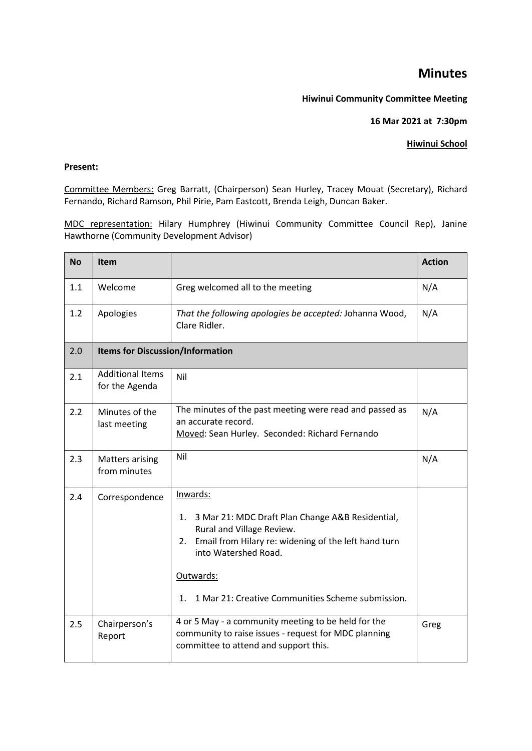# Minutes

**Hiwinui Community Committee Meeting**

**16 Mar 2021 at 7:30pm**

**Hiwinui School**

**Present:**

Committee Members: Greg Barratt, (Chairperson) Sean Hurley, Tracey Mouat (Secretary), Richard Fernando, Richard Ramson, Phil Pirie, Pam Eastcott, Brenda Leigh, Duncan Baker.

MDC representation: Hilary Humphrey (Hiwinui Community Committee Council Rep), Janine Hawthorne (Community Development Advisor)

| No | Item | | Action |
|---|---|---|---|
| 1.1 | Welcome | Greg welcomed all to the meeting | N/A |
| 1.2 | Apologies | *That the following apologies be accepted:* Johanna Wood, Clare Ridler. | N/A |
| 2.0 | **Items for Discussion/Information** | | |
| 2.1 | Additional Items for the Agenda | Nil | |
| 2.2 | Minutes of the last meeting | The minutes of the past meeting were read and passed as an accurate record.<br>Moved: Sean Hurley. Seconded: Richard Fernando | N/A |
| 2.3 | Matters arising from minutes | Nil | N/A |
| 2.4 | Correspondence | Inwards:<br>1. 3 Mar 21: MDC Draft Plan Change A&B Residential, Rural and Village Review.<br>2. Email from Hilary re: widening of the left hand turn into Watershed Road.<br><br>Outwards:<br>1. 1 Mar 21: Creative Communities Scheme submission. | |
| 2.5 | Chairperson's Report | 4 or 5 May - a community meeting to be held for the community to raise issues - request for MDC planning committee to attend and support this. | Greg |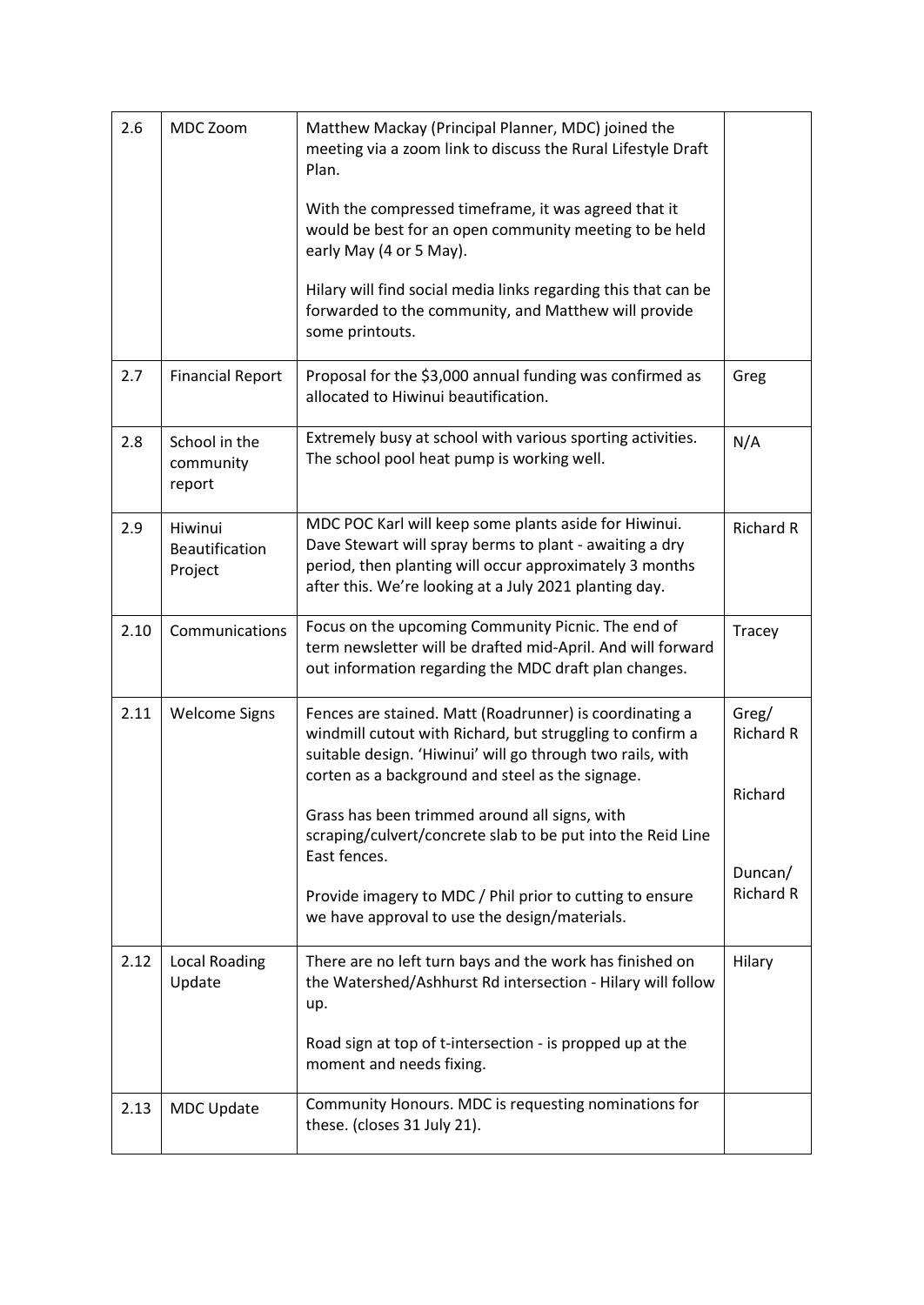| 2.6 | MDC Zoom | Matthew Mackay (Principal Planner, MDC) joined the meeting via a zoom link to discuss the Rural Lifestyle Draft Plan.<br><br>With the compressed timeframe, it was agreed that it would be best for an open community meeting to be held early May (4 or 5 May).<br><br>Hilary will find social media links regarding this that can be forwarded to the community, and Matthew will provide some printouts. | |
|---|---|---|---|
| 2.7 | Financial Report | Proposal for the $3,000 annual funding was confirmed as allocated to Hiwinui beautification. | Greg |
| 2.8 | School in the community report | Extremely busy at school with various sporting activities. The school pool heat pump is working well. | N/A |
| 2.9 | Hiwinui Beautification Project | MDC POC Karl will keep some plants aside for Hiwinui. Dave Stewart will spray berms to plant - awaiting a dry period, then planting will occur approximately 3 months after this. We're looking at a July 2021 planting day. | Richard R |
| 2.10 | Communications | Focus on the upcoming Community Picnic. The end of term newsletter will be drafted mid-April. And will forward out information regarding the MDC draft plan changes. | Tracey |
| 2.11 | Welcome Signs | Fences are stained. Matt (Roadrunner) is coordinating a windmill cutout with Richard, but struggling to confirm a suitable design. 'Hiwinui' will go through two rails, with corten as a background and steel as the signage.<br><br>Grass has been trimmed around all signs, with scraping/culvert/concrete slab to be put into the Reid Line East fences.<br><br>Provide imagery to MDC / Phil prior to cutting to ensure we have approval to use the design/materials. | Greg/ Richard R<br><br>Richard<br><br>Duncan/ Richard R |
| 2.12 | Local Roading Update | There are no left turn bays and the work has finished on the Watershed/Ashhurst Rd intersection - Hilary will follow up.<br><br>Road sign at top of t-intersection - is propped up at the moment and needs fixing. | Hilary |
| 2.13 | MDC Update | Community Honours. MDC is requesting nominations for these. (closes 31 July 21). | |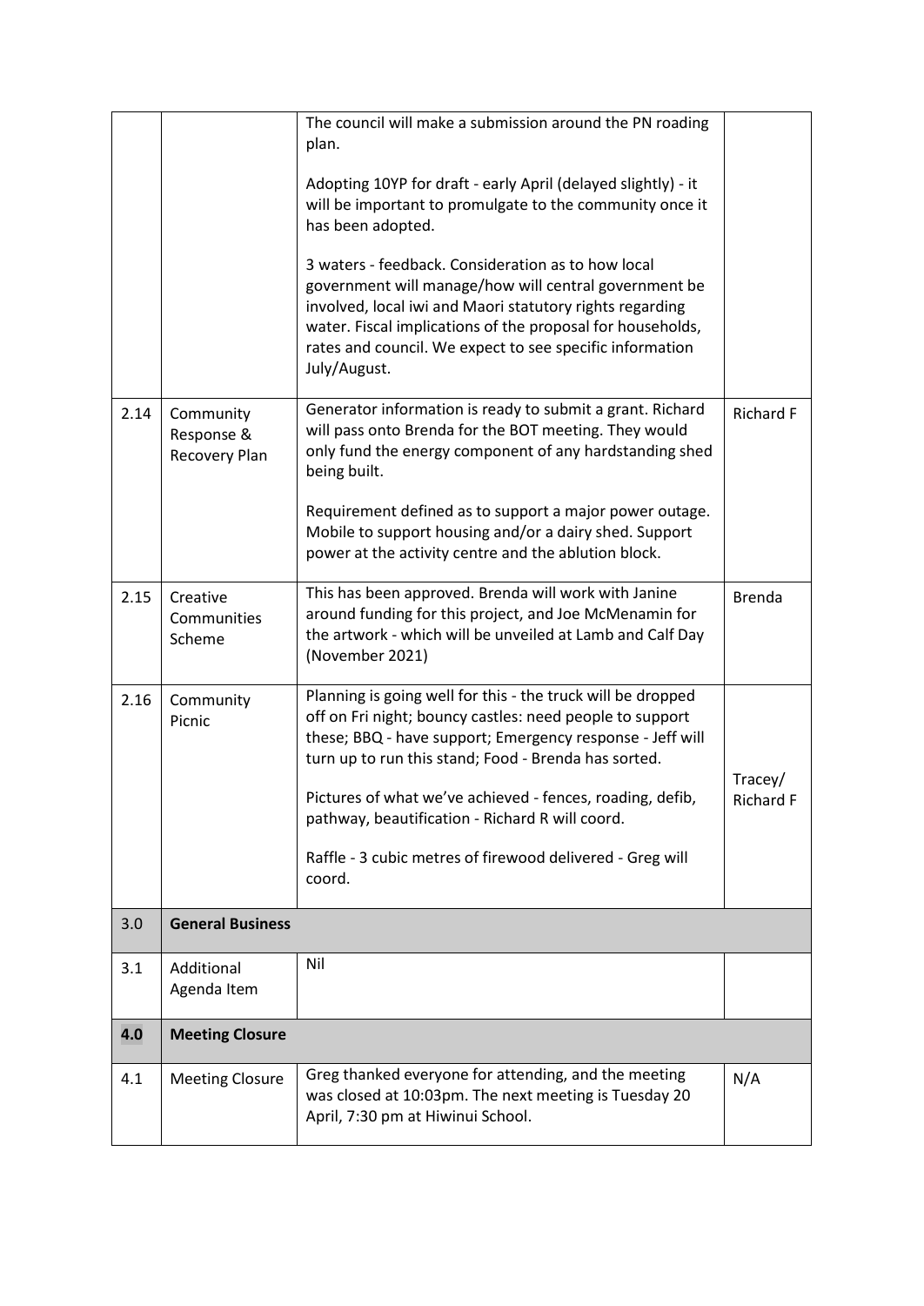| | | | |
|---|---|---|---|
| | | The council will make a submission around the PN roading plan.<br><br>Adopting 10YP for draft - early April (delayed slightly) - it will be important to promulgate to the community once it has been adopted.<br><br>3 waters - feedback. Consideration as to how local government will manage/how will central government be involved, local iwi and Maori statutory rights regarding water. Fiscal implications of the proposal for households, rates and council. We expect to see specific information July/August. | |
| 2.14 | Community Response & Recovery Plan | Generator information is ready to submit a grant. Richard will pass onto Brenda for the BOT meeting. They would only fund the energy component of any hardstanding shed being built.<br><br>Requirement defined as to support a major power outage. Mobile to support housing and/or a dairy shed. Support power at the activity centre and the ablution block. | Richard F |
| 2.15 | Creative Communities Scheme | This has been approved. Brenda will work with Janine around funding for this project, and Joe McMenamin for the artwork - which will be unveiled at Lamb and Calf Day (November 2021) | Brenda |
| 2.16 | Community Picnic | Planning is going well for this - the truck will be dropped off on Fri night; bouncy castles: need people to support these; BBQ - have support; Emergency response - Jeff will turn up to run this stand; Food - Brenda has sorted.<br><br>Pictures of what we've achieved - fences, roading, defib, pathway, beautification - Richard R will coord.<br><br>Raffle - 3 cubic metres of firewood delivered - Greg will coord. | Tracey/ Richard F |
| 3.0 | **General Business** | | |
| 3.1 | Additional Agenda Item | Nil | |
| **4.0** | **Meeting Closure** | | |
| 4.1 | Meeting Closure | Greg thanked everyone for attending, and the meeting was closed at 10:03pm. The next meeting is Tuesday 20 April, 7:30 pm at Hiwinui School. | N/A |